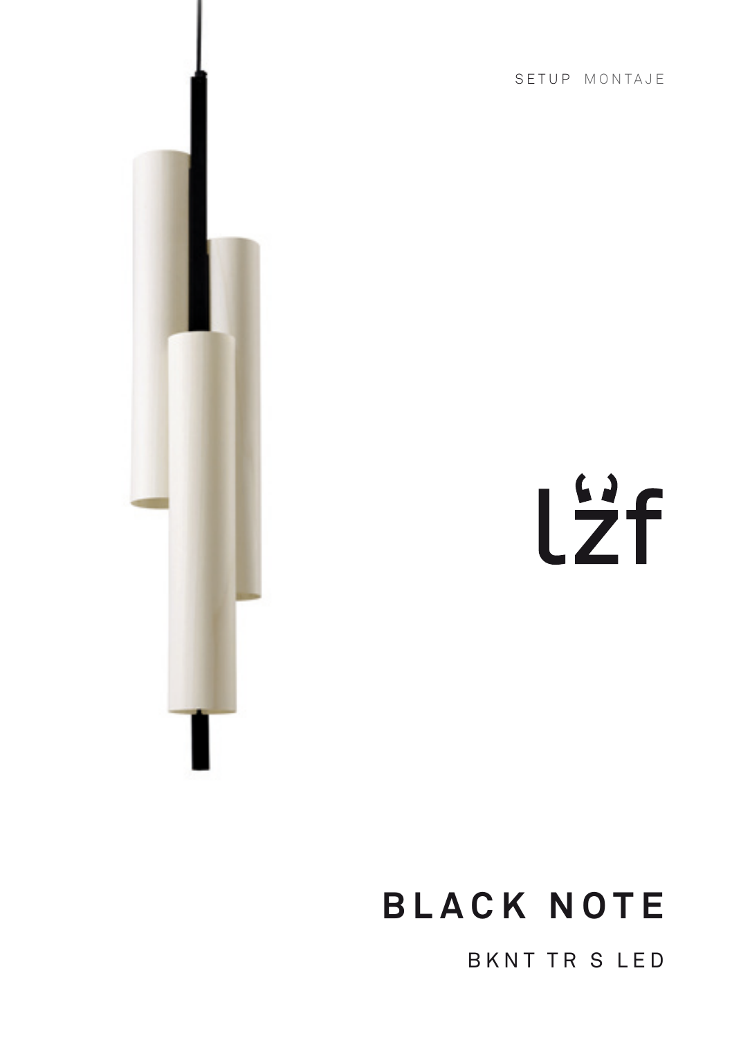SETUP MONTAJE

lzf

# BLACK NOTE

BKNT TR S LED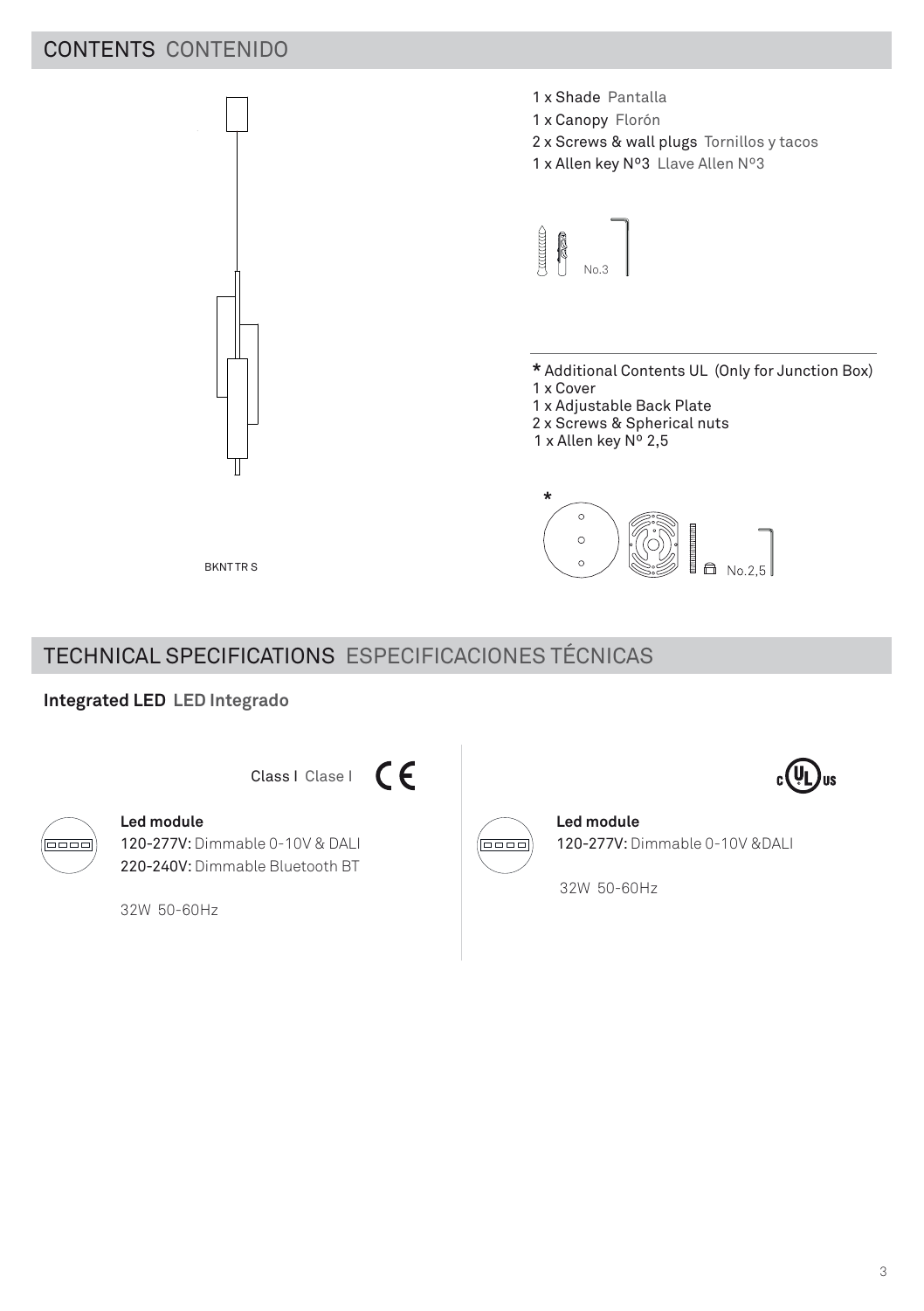## CONTENTS CONTENIDO

1 x Shade Pantalla
1 x Canopy Florón
2 x Screws & wall plugs Tornillos y tacos
1 x Allen key Nº3 Llave Allen Nº3

No.3

* Additional Contents UL (Only for Junction Box)
1 x Cover
1 x Adjustable Back Plate
2 x Screws & Spherical nuts
1 x Allen key Nº 2,5

No.2,5

BKNT TR S

## TECHNICAL SPECIFICATIONS ESPECIFICACIONES TÉCNICAS

**Integrated LED LED Integrado**

Class I Clase I

**Led module**
120-277V: Dimmable 0-10V & DALI
220-240V: Dimmable Bluetooth BT

32W 50-60Hz

**Led module**
120-277V: Dimmable 0-10V &DALI

32W 50-60Hz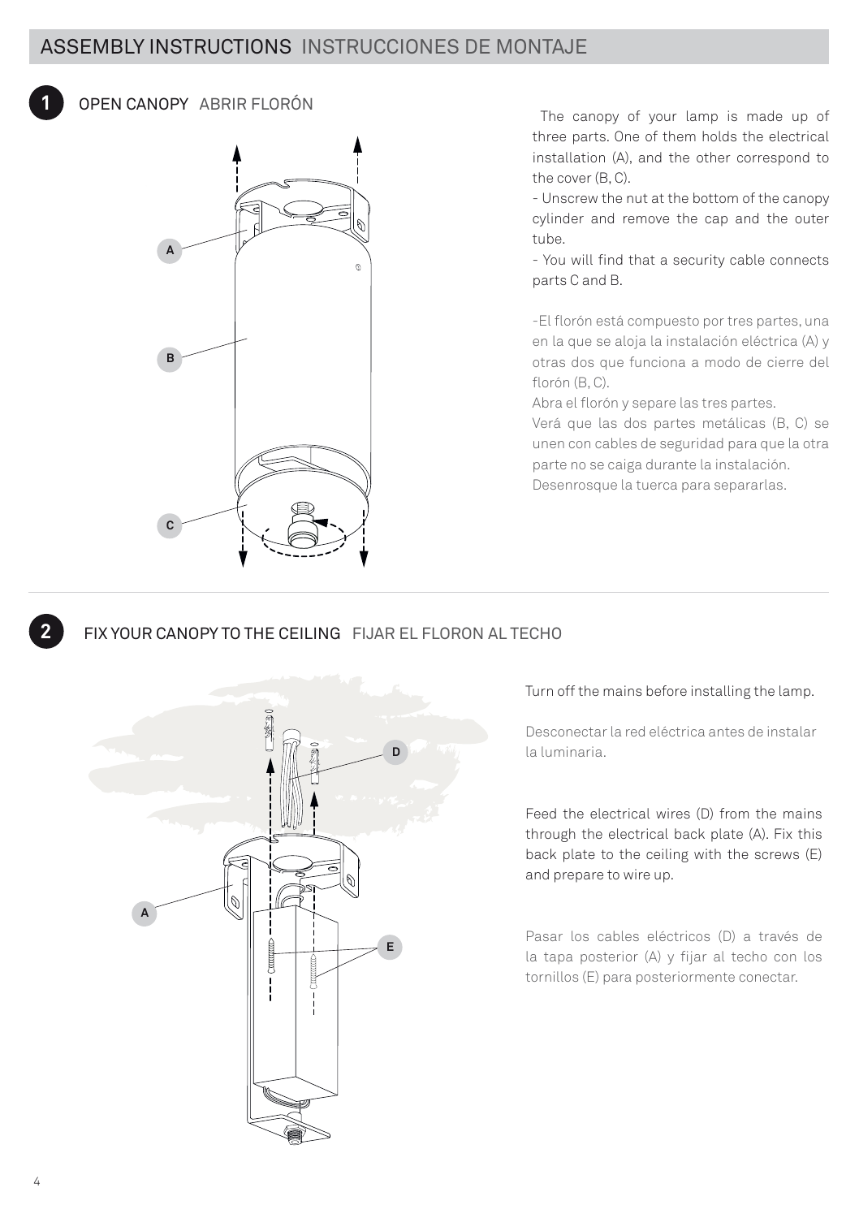# ASSEMBLY INSTRUCTIONS INSTRUCCIONES DE MONTAJE

## 1 OPEN CANOPY ABRIR FLORÓN

The canopy of your lamp is made up of three parts. One of them holds the electrical installation (A), and the other correspond to the cover (B, C).

- Unscrew the nut at the bottom of the canopy cylinder and remove the cap and the outer tube.
- You will find that a security cable connects parts C and B.

-El florón está compuesto por tres partes, una en la que se aloja la instalación eléctrica (A) y otras dos que funciona a modo de cierre del florón (B, C).

Abra el florón y separe las tres partes.

Verá que las dos partes metálicas (B, C) se unen con cables de seguridad para que la otra parte no se caiga durante la instalación.

Desenrosque la tuerca para separarlas.

## 2 FIX YOUR CANOPY TO THE CEILING FIJAR EL FLORON AL TECHO

Turn off the mains before installing the lamp.

Desconectar la red eléctrica antes de instalar la luminaria.

Feed the electrical wires (D) from the mains through the electrical back plate (A). Fix this back plate to the ceiling with the screws (E) and prepare to wire up.

Pasar los cables eléctricos (D) a través de la tapa posterior (A) y fijar al techo con los tornillos (E) para posteriormente conectar.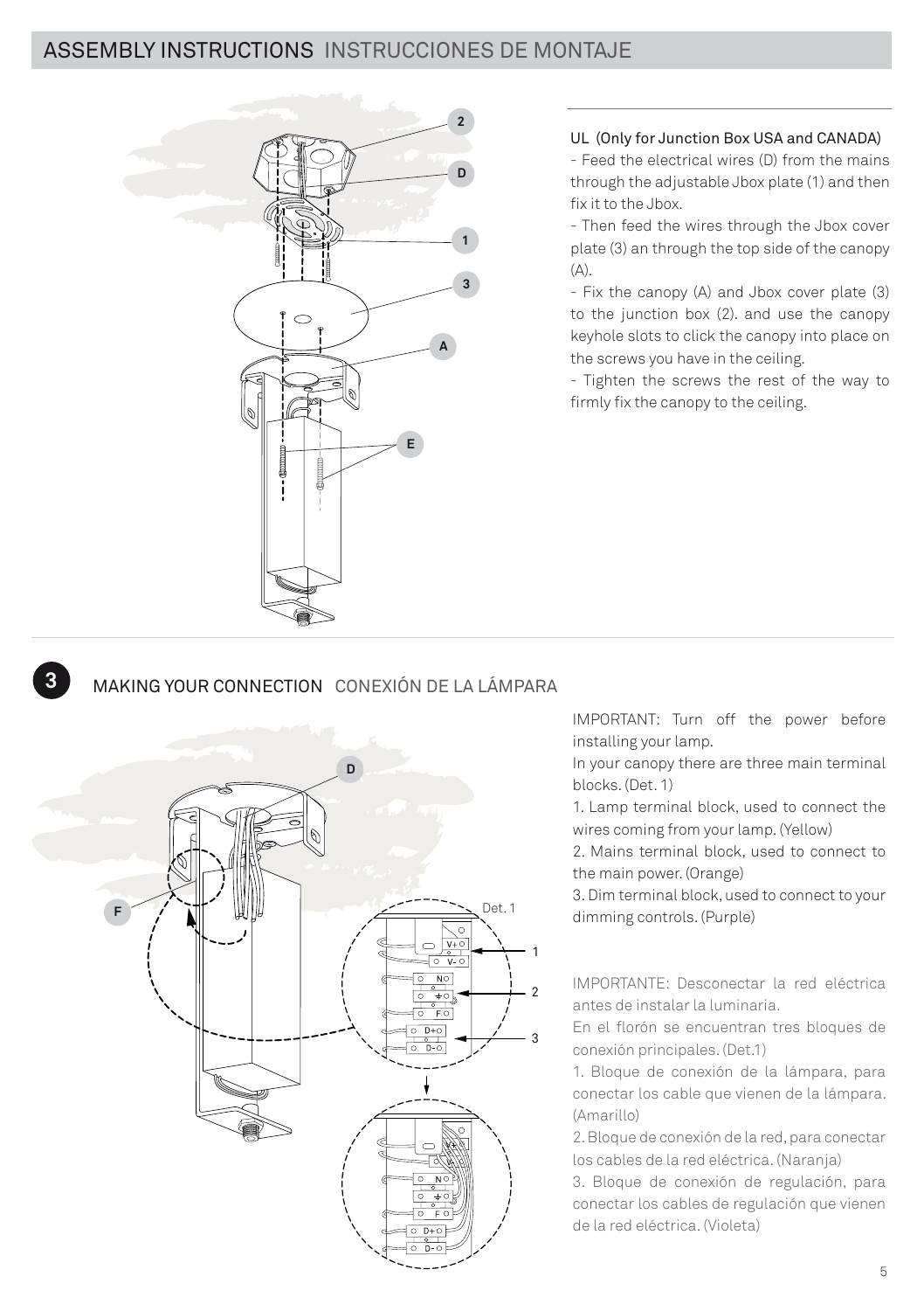## ASSEMBLY INSTRUCTIONS INSTRUCCIONES DE MONTAJE

UL (Only for Junction Box USA and CANADA)

- Feed the electrical wires (D) from the mains through the adjustable Jbox plate (1) and then fix it to the Jbox.
- Then feed the wires through the Jbox cover plate (3) an through the top side of the canopy (A).
- Fix the canopy (A) and Jbox cover plate (3) to the junction box (2). and use the canopy keyhole slots to click the canopy into place on the screws you have in the ceiling.
- Tighten the screws the rest of the way to firmly fix the canopy to the ceiling.

## 3 MAKING YOUR CONNECTION CONEXIÓN DE LA LÁMPARA

IMPORTANT: Turn off the power before installing your lamp.

In your canopy there are three main terminal blocks. (Det. 1)

1. Lamp terminal block, used to connect the wires coming from your lamp. (Yellow)
2. Mains terminal block, used to connect to the main power. (Orange)
3. Dim terminal block, used to connect to your dimming controls. (Purple)

IMPORTANTE: Desconectar la red eléctrica antes de instalar la luminaria.

En el florón se encuentran tres bloques de conexión principales. (Det.1)

1. Bloque de conexión de la lámpara, para conectar los cable que vienen de la lámpara. (Amarillo)
2. Bloque de conexión de la red, para conectar los cables de la red eléctrica. (Naranja)
3. Bloque de conexión de regulación, para conectar los cables de regulación que vienen de la red eléctrica. (Violeta)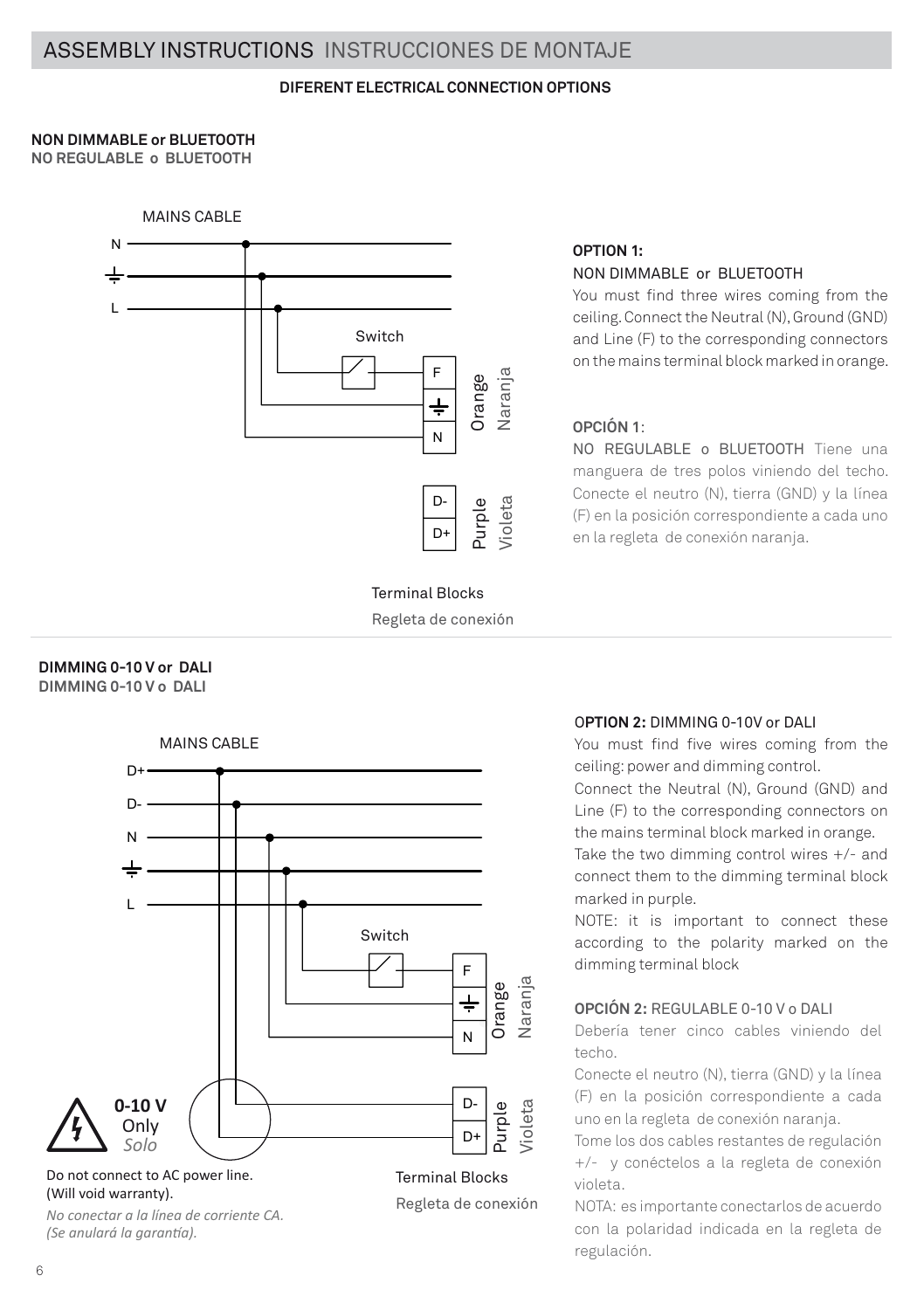# ASSEMBLY INSTRUCTIONS INSTRUCCIONES DE MONTAJE

**DIFERENT ELECTRICAL CONNECTION OPTIONS**

**NON DIMMABLE or BLUETOOTH**
**NO REGULABLE o BLUETOOTH**

MAINS CABLE

N

L

Switch

F

N

Orange Naranja

D-

D+

Purple Violeta

Terminal Blocks
Regleta de conexión

**OPTION 1:**
NON DIMMABLE or BLUETOOTH
You must find three wires coming from the ceiling. Connect the Neutral (N), Ground (GND) and Line (F) to the corresponding connectors on the mains terminal block marked in orange.

**OPCIÓN 1**:
NO REGULABLE o BLUETOOTH Tiene una manguera de tres polos viniendo del techo. Conecte el neutro (N), tierra (GND) y la línea (F) en la posición correspondiente a cada uno en la regleta de conexión naranja.

**DIMMING 0-10 V or DALI**
**DIMMING 0-10 V o DALI**

MAINS CABLE

D+

D-

N

L

Switch

F

N

Orange Naranja

D-

D+

Purple Violeta

**0-10 V** Only *Solo*

Do not connect to AC power line.
(Will void warranty).

*No conectar a la línea de corriente CA.*
*(Se anulará la garantía).*

Terminal Blocks
Regleta de conexión

**OPTION 2:** DIMMING 0-10V or DALI
You must find five wires coming from the ceiling: power and dimming control.
Connect the Neutral (N), Ground (GND) and Line (F) to the corresponding connectors on the mains terminal block marked in orange.
Take the two dimming control wires +/- and connect them to the dimming terminal block marked in purple.
NOTE: it is important to connect these according to the polarity marked on the dimming terminal block

**OPCIÓN 2:** REGULABLE 0-10 V o DALI
Debería tener cinco cables viniendo del techo.
Conecte el neutro (N), tierra (GND) y la línea (F) en la posición correspondiente a cada uno en la regleta de conexión naranja.
Tome los dos cables restantes de regulación +/- y conéctelos a la regleta de conexión violeta.
NOTA: es importante conectarlos de acuerdo con la polaridad indicada en la regleta de regulación.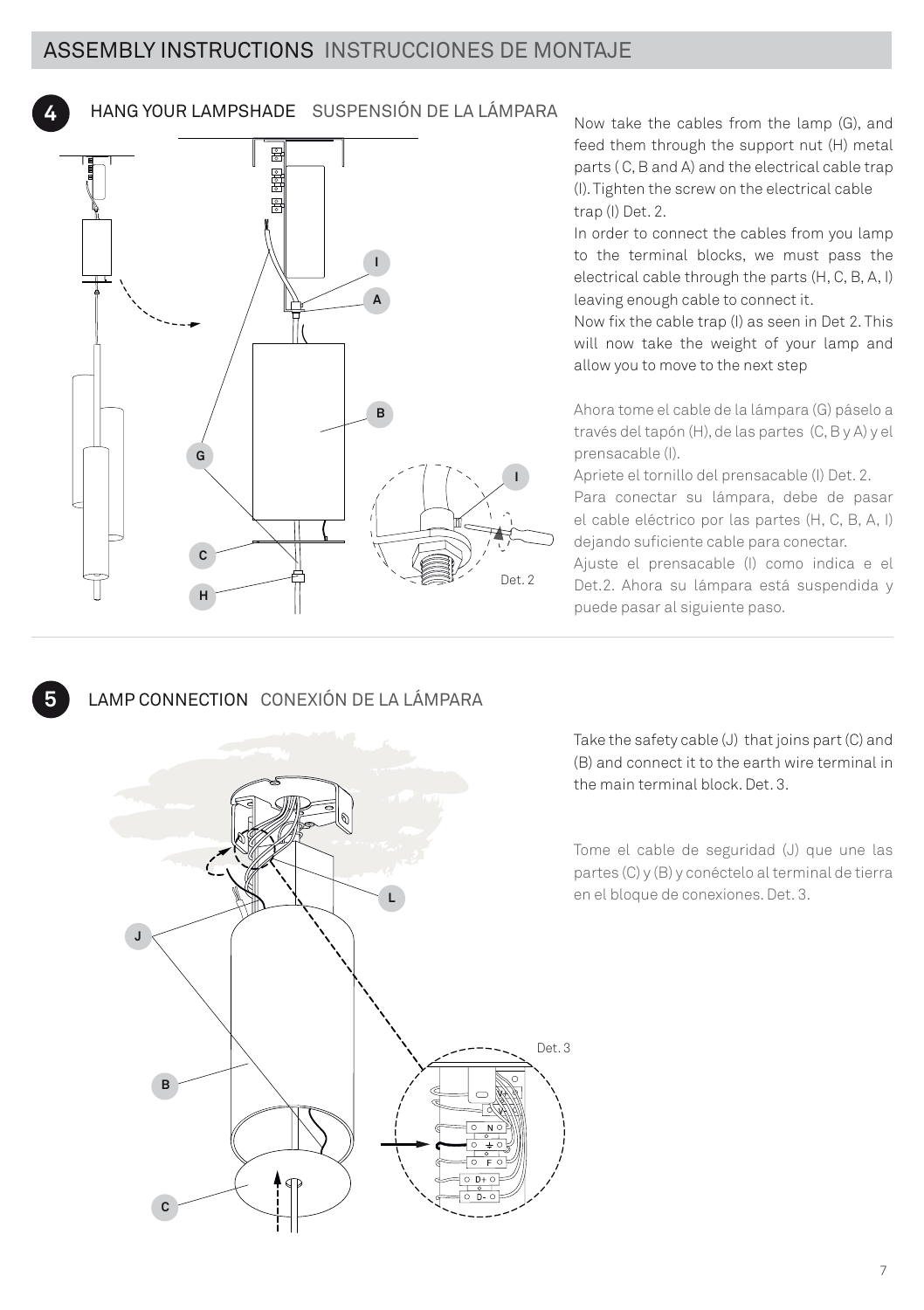## ASSEMBLY INSTRUCTIONS INSTRUCCIONES DE MONTAJE

### 4 HANG YOUR LAMPSHADE SUSPENSIÓN DE LA LÁMPARA

Now take the cables from the lamp (G), and feed them through the support nut (H) metal parts ( C, B and A) and the electrical cable trap (I). Tighten the screw on the electrical cable trap (I) Det. 2.

In order to connect the cables from you lamp to the terminal blocks, we must pass the electrical cable through the parts (H, C, B, A, I) leaving enough cable to connect it.

Now fix the cable trap (I) as seen in Det 2. This will now take the weight of your lamp and allow you to move to the next step

Ahora tome el cable de la lámpara (G) páselo a través del tapón (H), de las partes (C, B y A) y el prensacable (I).

Apriete el tornillo del prensacable (I) Det. 2.

Para conectar su lámpara, debe de pasar el cable eléctrico por las partes (H, C, B, A, I) dejando suficiente cable para conectar.

Ajuste el prensacable (I) como indica e el Det.2. Ahora su lámpara está suspendida y puede pasar al siguiente paso.

### 5 LAMP CONNECTION CONEXIÓN DE LA LÁMPARA

Take the safety cable (J) that joins part (C) and (B) and connect it to the earth wire terminal in the main terminal block. Det. 3.

Tome el cable de seguridad (J) que une las partes (C) y (B) y conéctelo al terminal de tierra en el bloque de conexiones. Det. 3.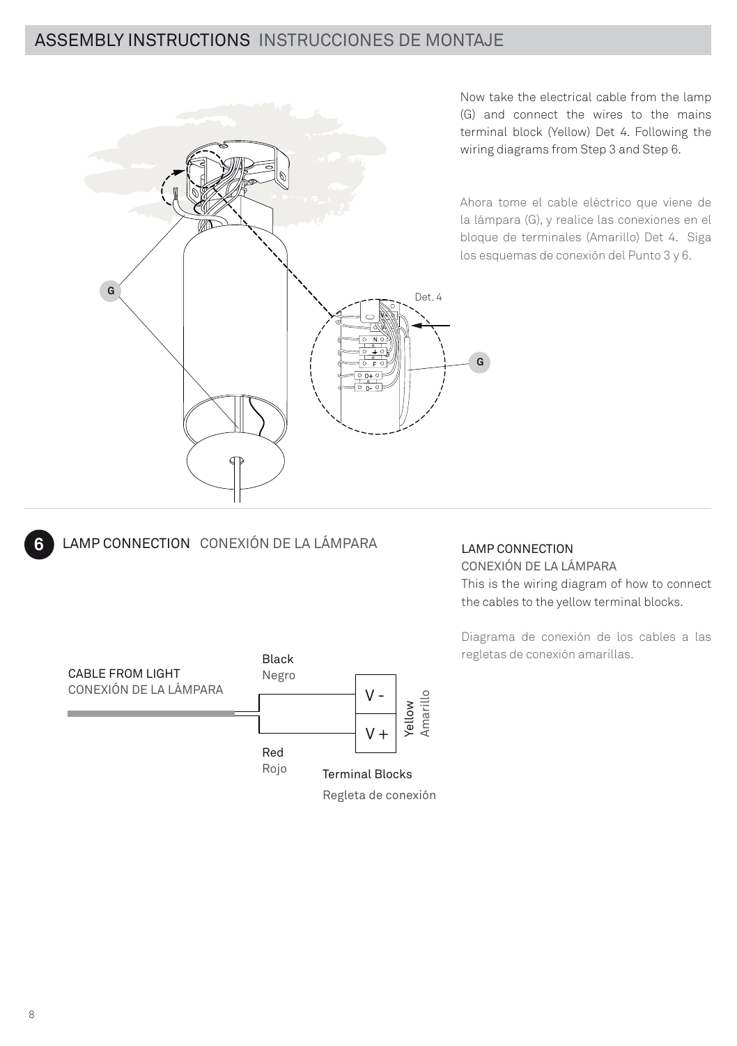## ASSEMBLY INSTRUCTIONS INSTRUCCIONES DE MONTAJE

Now take the electrical cable from the lamp (G) and connect the wires to the mains terminal block (Yellow) Det 4. Following the wiring diagrams from Step 3 and Step 6.

Ahora tome el cable eléctrico que viene de la lámpara (G), y realice las conexiones en el bloque de terminales (Amarillo) Det 4. Siga los esquemas de conexión del Punto 3 y 6.

G

Det. 4

G

## 6 LAMP CONNECTION CONEXIÓN DE LA LÁMPARA

LAMP CONNECTION
CONEXIÓN DE LA LÁMPARA
This is the wiring diagram of how to connect the cables to the yellow terminal blocks.

Diagrama de conexión de los cables a las regletas de conexión amarillas.

CABLE FROM LIGHT
CONEXIÓN DE LA LÁMPARA

Black
Negro

Red
Rojo

V -

V +

Yellow
Amarillo

Terminal Blocks
Regleta de conexión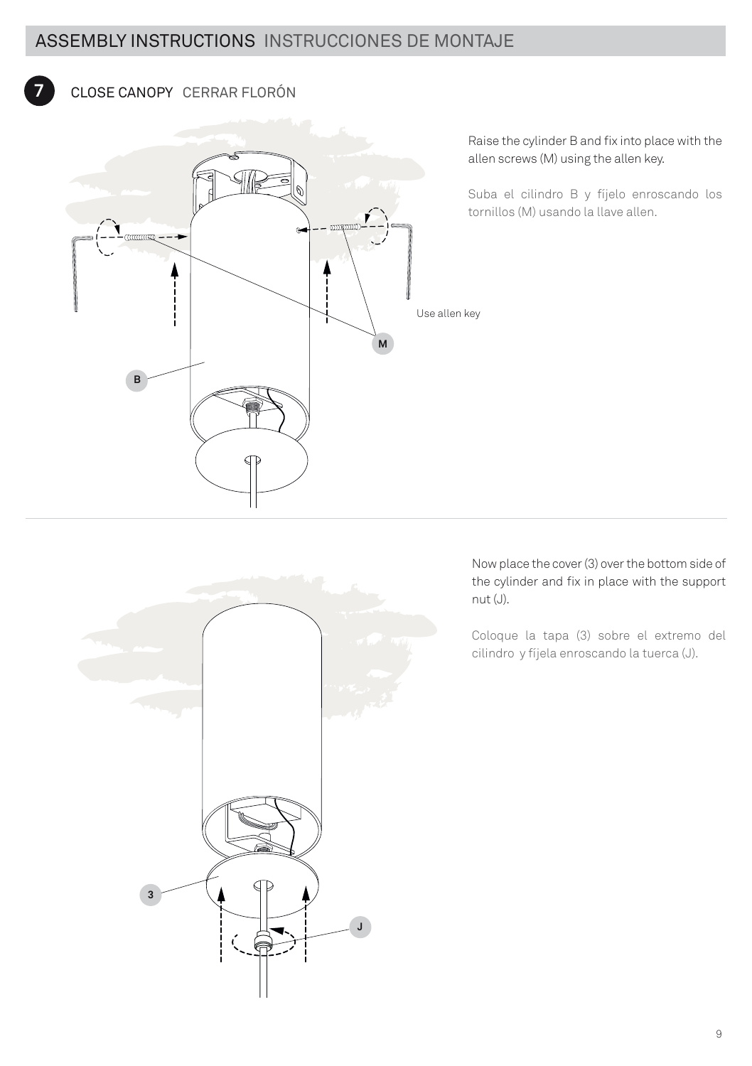## ASSEMBLY INSTRUCTIONS INSTRUCCIONES DE MONTAJE

### 7 CLOSE CANOPY CERRAR FLORÓN

Raise the cylinder B and fix into place with the allen screws (M) using the allen key.

Suba el cilindro B y fíjelo enroscando los tornillos (M) usando la llave allen.

Use allen key

Now place the cover (3) over the bottom side of the cylinder and fix in place with the support nut (J).

Coloque la tapa (3) sobre el extremo del cilindro y fíjela enroscando la tuerca (J).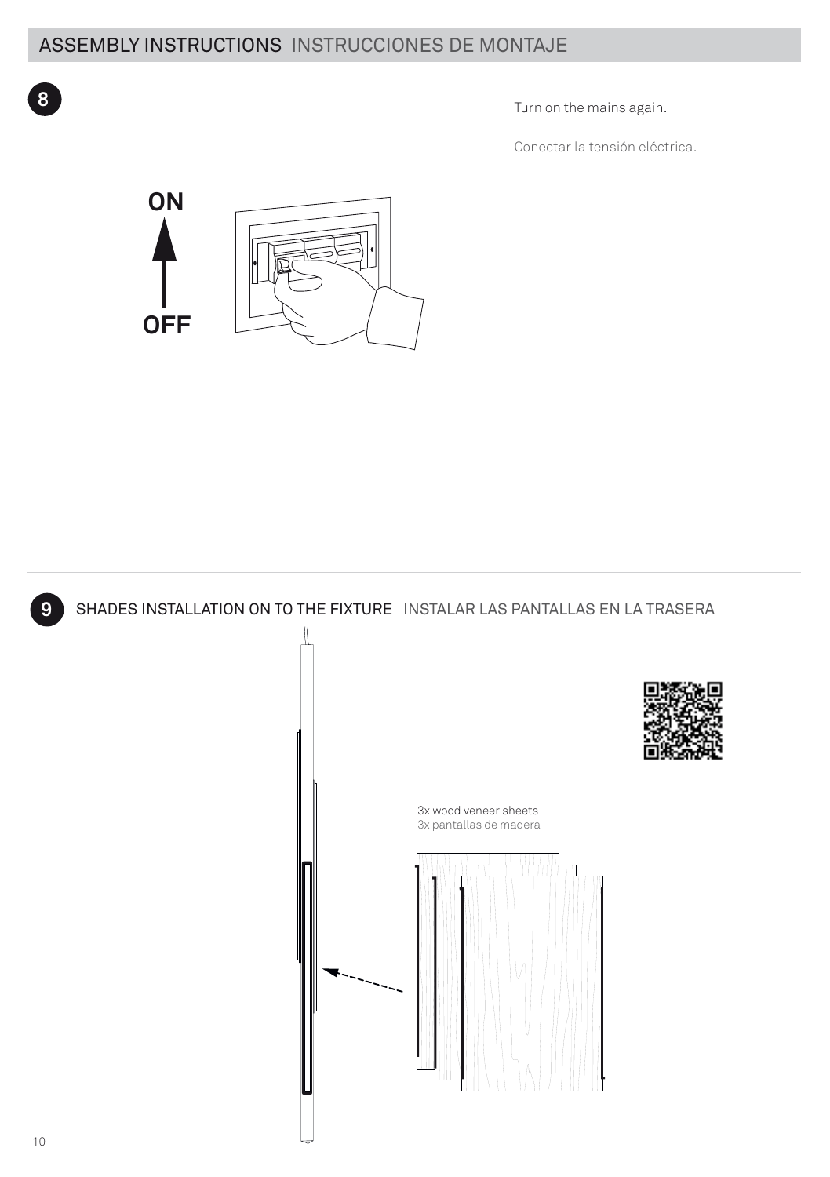## ASSEMBLY INSTRUCTIONS INSTRUCCIONES DE MONTAJE

**8**

ON

OFF

Turn on the mains again.

Conectar la tensión eléctrica.

**9** SHADES INSTALLATION ON TO THE FIXTURE INSTALAR LAS PANTALLAS EN LA TRASERA

3x wood veneer sheets
3x pantallas de madera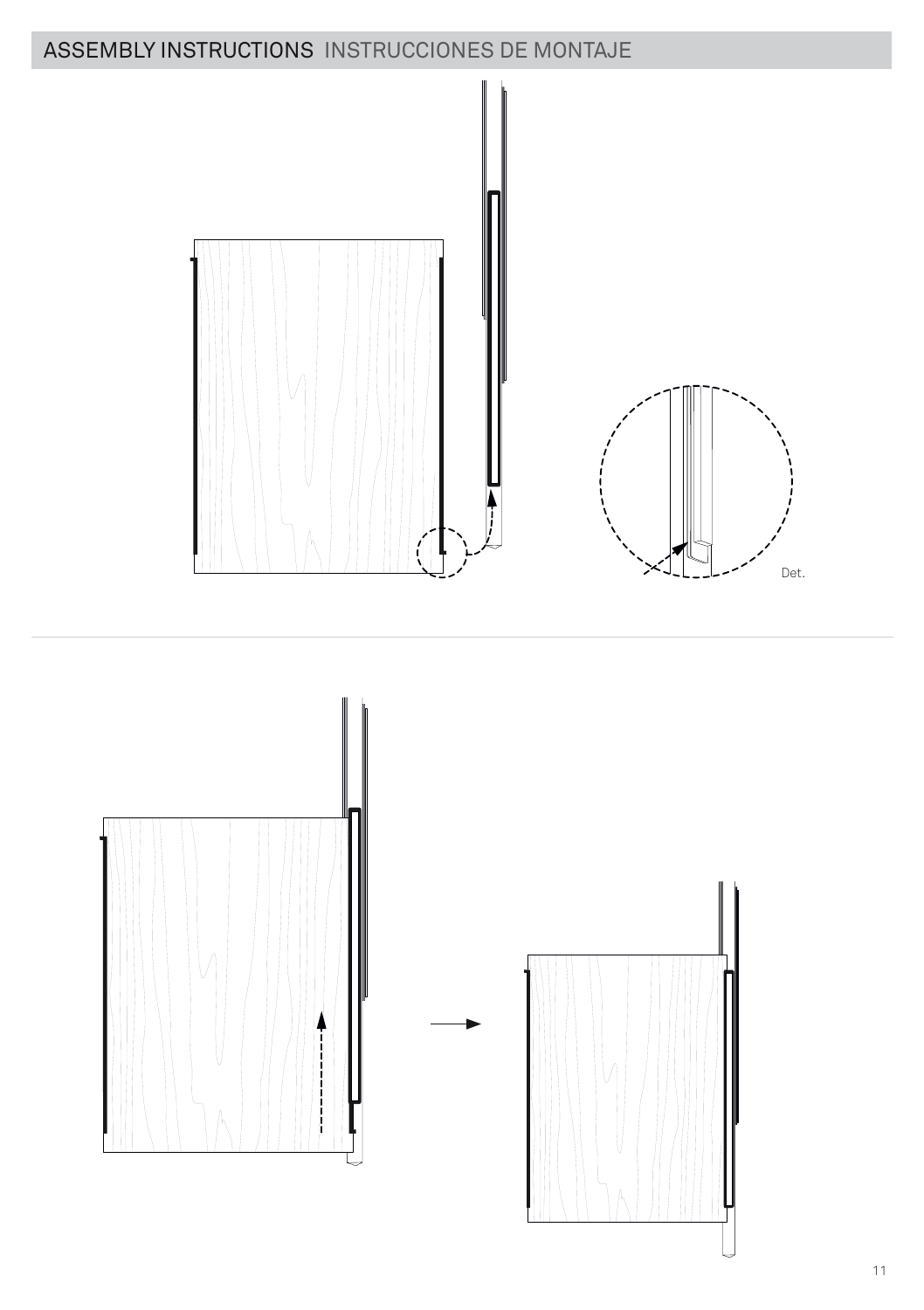## ASSEMBLY INSTRUCTIONS INSTRUCCIONES DE MONTAJE

Det.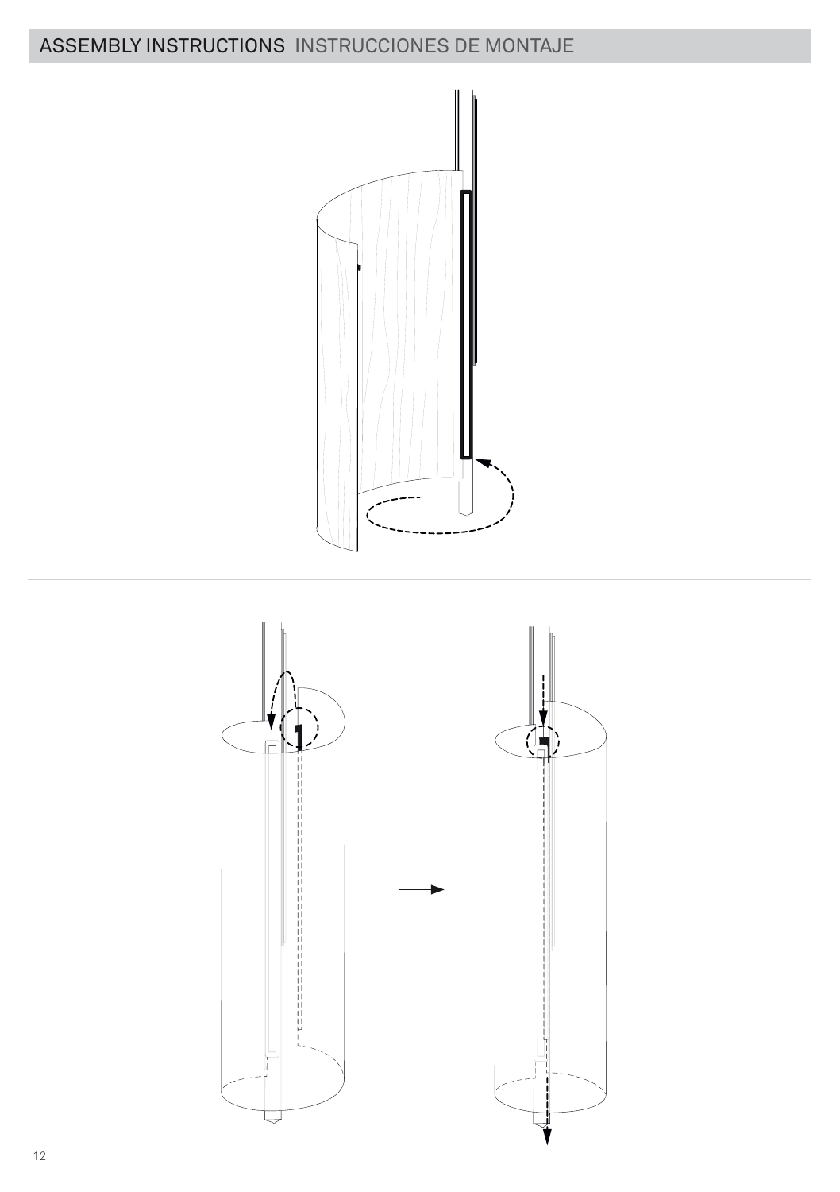# ASSEMBLY INSTRUCTIONS INSTRUCCIONES DE MONTAJE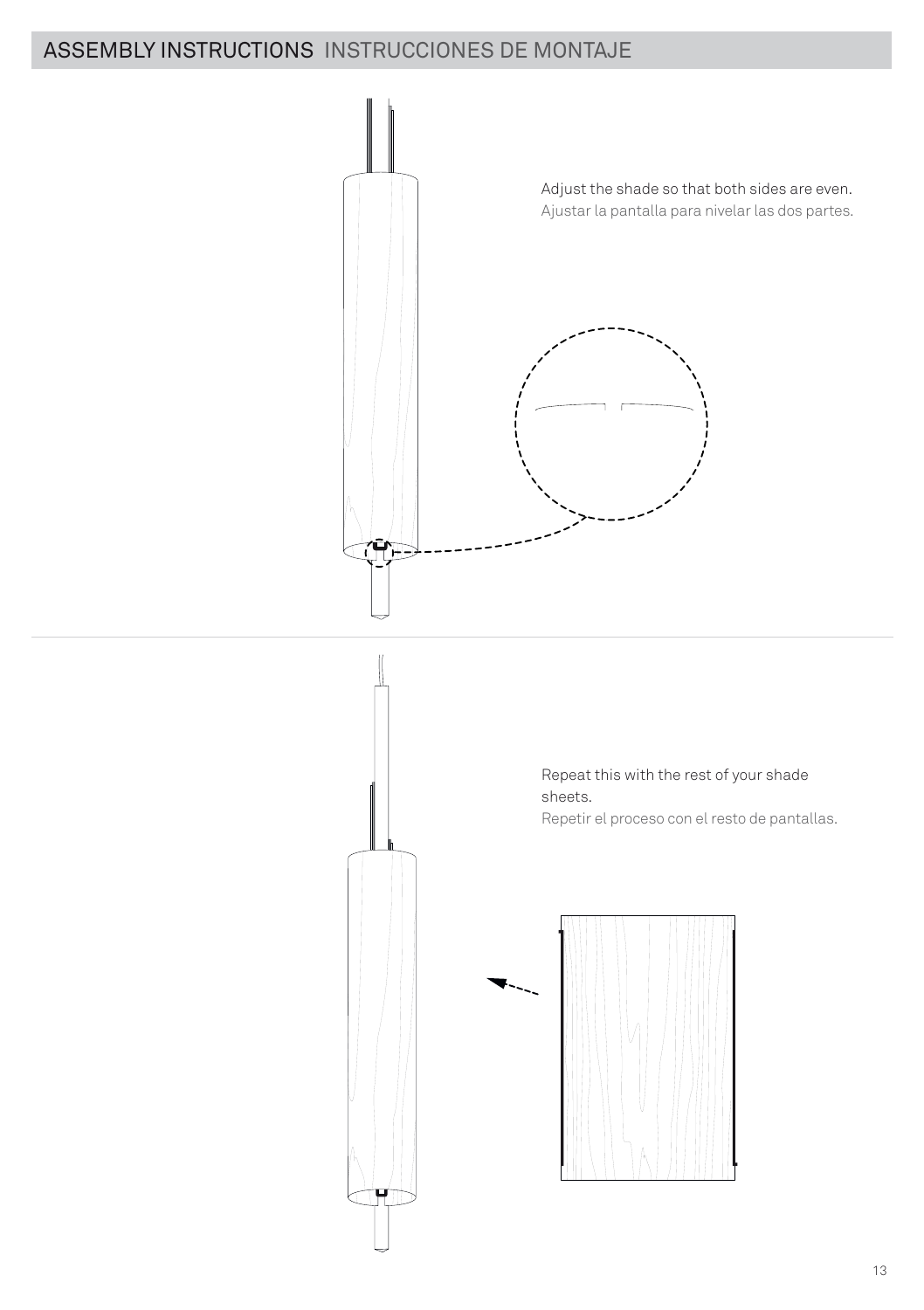## ASSEMBLY INSTRUCTIONS INSTRUCCIONES DE MONTAJE

Adjust the shade so that both sides are even.
Ajustar la pantalla para nivelar las dos partes.

Repeat this with the rest of your shade sheets.
Repetir el proceso con el resto de pantallas.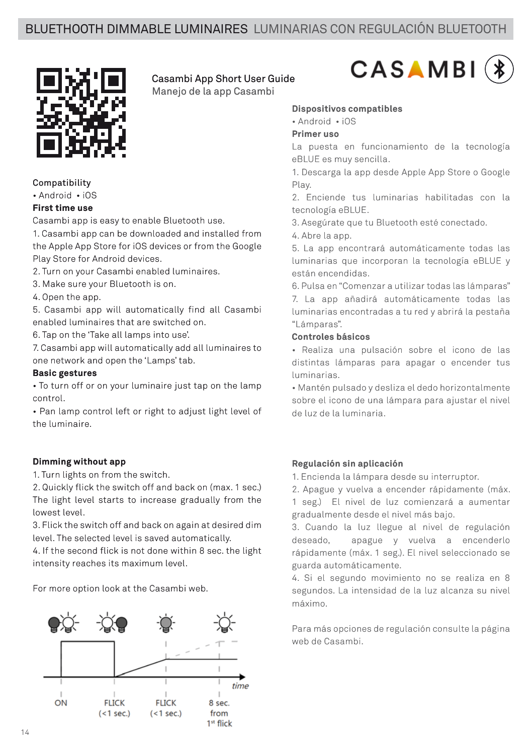# BLUETHOOTH DIMMABLE LUMINAIRES LUMINARIAS CON REGULACIÓN BLUETOOTH

CASAMBI

Casambi App Short User Guide
Manejo de la app Casambi

**Compatibility**
• Android • iOS

**First time use**
Casambi app is easy to enable Bluetooth use.
1. Casambi app can be downloaded and installed from the Apple App Store for iOS devices or from the Google Play Store for Android devices.
2. Turn on your Casambi enabled luminaires.
3. Make sure your Bluetooth is on.
4. Open the app.
5. Casambi app will automatically find all Casambi enabled luminaires that are switched on.
6. Tap on the 'Take all lamps into use'.
7. Casambi app will automatically add all luminaires to one network and open the 'Lamps' tab.

**Basic gestures**
• To turn off or on your luminaire just tap on the lamp control.
• Pan lamp control left or right to adjust light level of the luminaire.

**Dimming without app**
1. Turn lights on from the switch.
2. Quickly flick the switch off and back on (max. 1 sec.) The light level starts to increase gradually from the lowest level.
3. Flick the switch off and back on again at desired dim level. The selected level is saved automatically.
4. If the second flick is not done within 8 sec. the light intensity reaches its maximum level.

For more option look at the Casambi web.

ON | FLICK (<1 sec.) | FLICK (<1 sec.) | 8 sec. from 1st flick | time

**Dispositivos compatibles**
• Android • iOS

**Primer uso**
La puesta en funcionamiento de la tecnología eBLUE es muy sencilla.
1. Descarga la app desde Apple App Store o Google Play.
2. Enciende tus luminarias habilitadas con la tecnología eBLUE.
3. Asegúrate que tu Bluetooth esté conectado.
4. Abre la app.
5. La app encontrará automáticamente todas las luminarias que incorporan la tecnología eBLUE y están encendidas.
6. Pulsa en "Comenzar a utilizar todas las lámparas"
7. La app añadirá automáticamente todas las luminarias encontradas a tu red y abrirá la pestaña "Lámparas".

**Controles básicos**
• Realiza una pulsación sobre el icono de las distintas lámparas para apagar o encender tus luminarias.
• Mantén pulsado y desliza el dedo horizontalmente sobre el icono de una lámpara para ajustar el nivel de luz de la luminaria.

**Regulación sin aplicación**
1. Encienda la lámpara desde su interruptor.
2. Apague y vuelva a encender rápidamente (máx. 1 seg.) El nivel de luz comienzará a aumentar gradualmente desde el nivel más bajo.
3. Cuando la luz llegue al nivel de regulación deseado, apague y vuelva a encenderlo rápidamente (máx. 1 seg.). El nivel seleccionado se guarda automáticamente.
4. Si el segundo movimiento no se realiza en 8 segundos. La intensidad de la luz alcanza su nivel máximo.

Para más opciones de regulación consulte la página web de Casambi.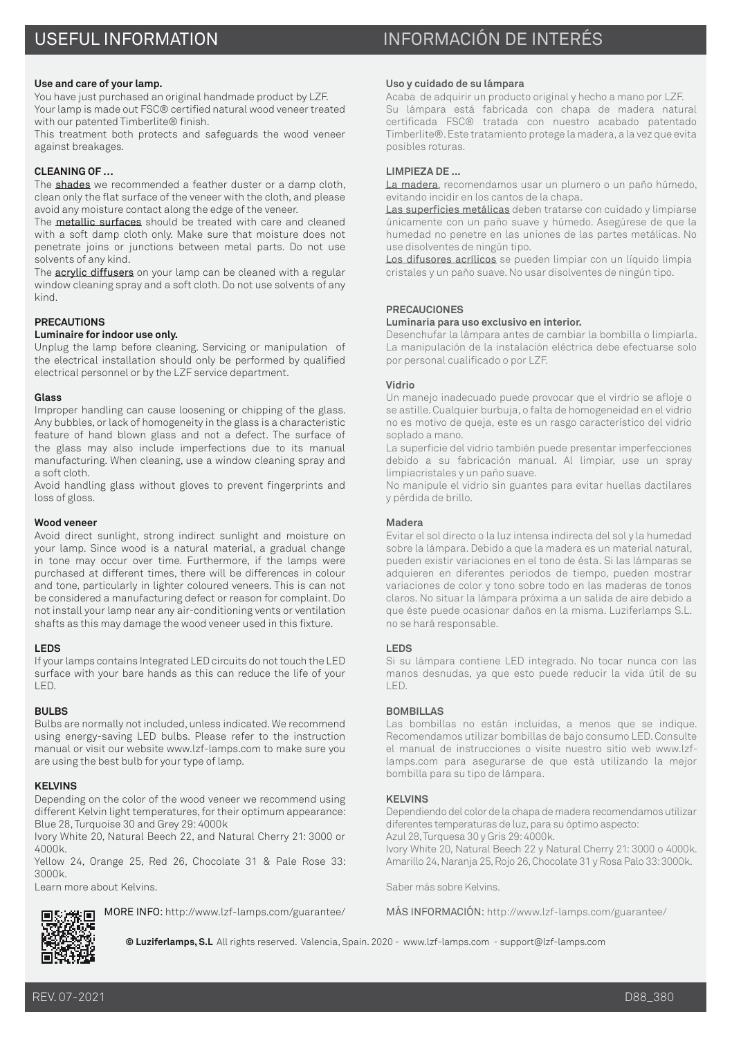## USEFUL INFORMATION

**Use and care of your lamp.**
You have just purchased an original handmade product by LZF. Your lamp is made out FSC® certified natural wood veneer treated with our patented Timberlite® finish.
This treatment both protects and safeguards the wood veneer against breakages.

**CLEANING OF ...**
The shades we recommended a feather duster or a damp cloth, clean only the flat surface of the veneer with the cloth, and please avoid any moisture contact along the edge of the veneer.
The metallic surfaces should be treated with care and cleaned with a soft damp cloth only. Make sure that moisture does not penetrate joins or junctions between metal parts. Do not use solvents of any kind.
The acrylic diffusers on your lamp can be cleaned with a regular window cleaning spray and a soft cloth. Do not use solvents of any kind.

**PRECAUTIONS**
**Luminaire for indoor use only.**
Unplug the lamp before cleaning. Servicing or manipulation of the electrical installation should only be performed by qualified electrical personnel or by the LZF service department.

**Glass**
Improper handling can cause loosening or chipping of the glass. Any bubbles, or lack of homogeneity in the glass is a characteristic feature of hand blown glass and not a defect. The surface of the glass may also include imperfections due to its manual manufacturing. When cleaning, use a window cleaning spray and a soft cloth.
Avoid handling glass without gloves to prevent fingerprints and loss of gloss.

**Wood veneer**
Avoid direct sunlight, strong indirect sunlight and moisture on your lamp. Since wood is a natural material, a gradual change in tone may occur over time. Furthermore, if the lamps were purchased at different times, there will be differences in colour and tone, particularly in lighter coloured veneers. This is can not be considered a manufacturing defect or reason for complaint. Do not install your lamp near any air-conditioning vents or ventilation shafts as this may damage the wood veneer used in this fixture.

**LEDS**
If your lamps contains Integrated LED circuits do not touch the LED surface with your bare hands as this can reduce the life of your LED.

**BULBS**
Bulbs are normally not included, unless indicated. We recommend using energy-saving LED bulbs. Please refer to the instruction manual or visit our website www.lzf-lamps.com to make sure you are using the best bulb for your type of lamp.

**KELVINS**
Depending on the color of the wood veneer we recommend using different Kelvin light temperatures, for their optimum appearance:
Blue 28, Turquoise 30 and Grey 29: 4000k
Ivory White 20, Natural Beech 22, and Natural Cherry 21: 3000 or 4000k.
Yellow 24, Orange 25, Red 26, Chocolate 31 & Pale Rose 33: 3000k.
Learn more about Kelvins.

MORE INFO: http://www.lzf-lamps.com/guarantee/

## INFORMACIÓN DE INTERÉS

**Uso y cuidado de su lámpara**
Acaba de adquirir un producto original y hecho a mano por LZF.
Su lámpara está fabricada con chapa de madera natural certificada FSC® tratada con nuestro acabado patentado Timberlite®. Este tratamiento protege la madera, a la vez que evita posibles roturas.

**LIMPIEZA DE ...**
La madera, recomendamos usar un plumero o un paño húmedo, evitando incidir en los cantos de la chapa.
Las superficies metálicas deben tratarse con cuidado y limpiarse únicamente con un paño suave y húmedo. Asegúrese de que la humedad no penetre en las uniones de las partes metálicas. No use disolventes de ningún tipo.
Los difusores acrílicos se pueden limpiar con un líquido limpia cristales y un paño suave. No usar disolventes de ningún tipo.

**PRECAUCIONES**
**Luminaria para uso exclusivo en interior.**
Desenchufar la lámpara antes de cambiar la bombilla o limpiarla. La manipulación de la instalación eléctrica debe efectuarse solo por personal cualificado o por LZF.

**Vidrio**
Un manejo inadecuado puede provocar que el virdrio se afloje o se astille. Cualquier burbuja, o falta de homogeneidad en el vidrio no es motivo de queja, este es un rasgo característico del vidrio soplado a mano.
La superficie del vidrio también puede presentar imperfecciones debido a su fabricación manual. Al limpiar, use un spray limpiacristales y un paño suave.
No manipule el vidrio sin guantes para evitar huellas dactilares y pérdida de brillo.

**Madera**
Evitar el sol directo o la luz intensa indirecta del sol y la humedad sobre la lámpara. Debido a que la madera es un material natural, pueden existir variaciones en el tono de ésta. Si las lámparas se adquieren en diferentes periodos de tiempo, pueden mostrar variaciones de color y tono sobre todo en las maderas de tonos claros. No situar la lámpara próxima a un salida de aire debido a que éste puede ocasionar daños en la misma. Luziferlamps S.L. no se hará responsable.

**LEDS**
Si su lámpara contiene LED integrado. No tocar nunca con las manos desnudas, ya que esto puede reducir la vida útil de su LED.

**BOMBILLAS**
Las bombillas no están incluidas, a menos que se indique. Recomendamos utilizar bombillas de bajo consumo LED. Consulte el manual de instrucciones o visite nuestro sitio web www.lzf-lamps.com para asegurarse de que está utilizando la mejor bombilla para su tipo de lámpara.

**KELVINS**
Dependiendo del color de la chapa de madera recomendamos utilizar diferentes temperaturas de luz, para su óptimo aspecto:
Azul 28, Turquesa 30 y Gris 29: 4000k.
Ivory White 20, Natural Beech 22 y Natural Cherry 21: 3000 o 4000k.
Amarillo 24, Naranja 25, Rojo 26, Chocolate 31 y Rosa Palo 33: 3000k.

Saber más sobre Kelvins.

MÁS INFORMACIÓN: http://www.lzf-lamps.com/guarantee/

**© Luziferlamps, S.L** All rights reserved. Valencia, Spain. 2020 - www.lzf-lamps.com - support@lzf-lamps.com

REV. 07-2021 D88_380